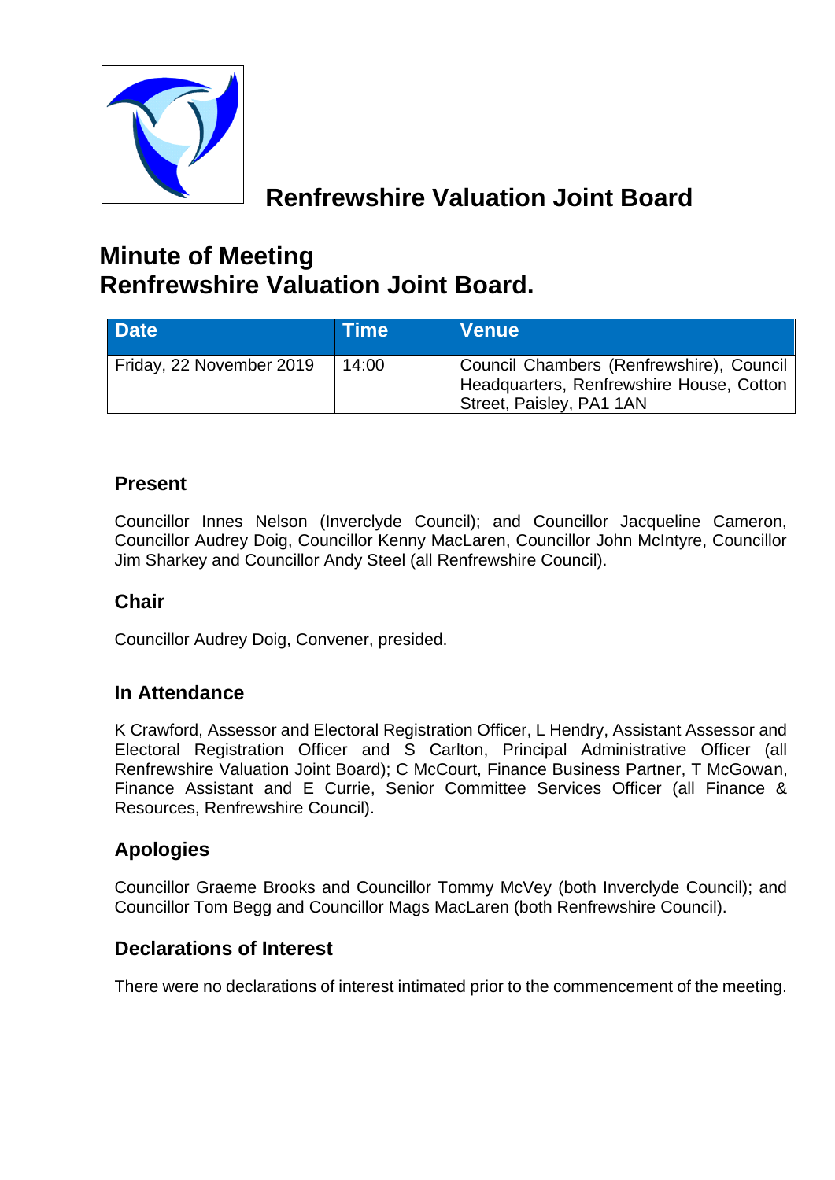# Renfrewshire Valuation Joint Board

# Minute of Meeting
# Renfrewshire Valuation Joint Board.

| Date | Time | Venue |
| --- | --- | --- |
| Friday, 22 November 2019 | 14:00 | Council Chambers (Renfrewshire), Council Headquarters, Renfrewshire House, Cotton Street, Paisley, PA1 1AN |

## Present

Councillor Innes Nelson (Inverclyde Council); and Councillor Jacqueline Cameron, Councillor Audrey Doig, Councillor Kenny MacLaren, Councillor John McIntyre, Councillor Jim Sharkey and Councillor Andy Steel (all Renfrewshire Council).

## Chair

Councillor Audrey Doig, Convener, presided.

## In Attendance

K Crawford, Assessor and Electoral Registration Officer, L Hendry, Assistant Assessor and Electoral Registration Officer and S Carlton, Principal Administrative Officer (all Renfrewshire Valuation Joint Board); C McCourt, Finance Business Partner, T McGowan, Finance Assistant and E Currie, Senior Committee Services Officer (all Finance & Resources, Renfrewshire Council).

## Apologies

Councillor Graeme Brooks and Councillor Tommy McVey (both Inverclyde Council); and Councillor Tom Begg and Councillor Mags MacLaren (both Renfrewshire Council).

## Declarations of Interest

There were no declarations of interest intimated prior to the commencement of the meeting.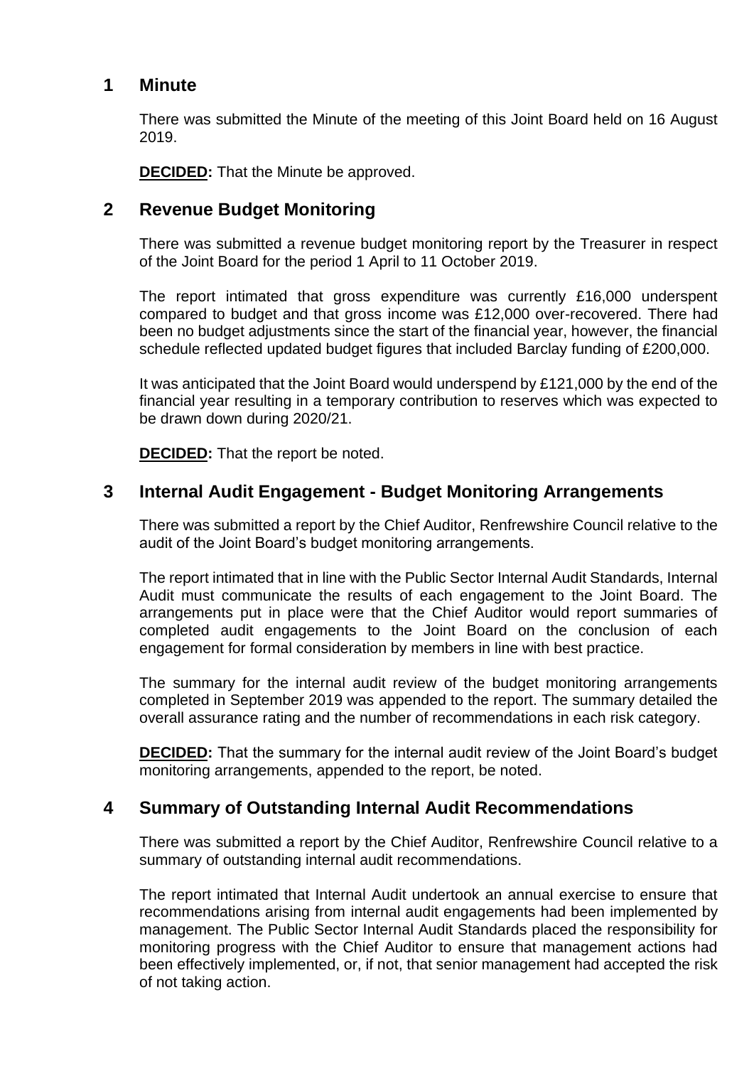## 1 Minute

There was submitted the Minute of the meeting of this Joint Board held on 16 August 2019.

**DECIDED:** That the Minute be approved.

## 2 Revenue Budget Monitoring

There was submitted a revenue budget monitoring report by the Treasurer in respect of the Joint Board for the period 1 April to 11 October 2019.

The report intimated that gross expenditure was currently £16,000 underspent compared to budget and that gross income was £12,000 over-recovered. There had been no budget adjustments since the start of the financial year, however, the financial schedule reflected updated budget figures that included Barclay funding of £200,000.

It was anticipated that the Joint Board would underspend by £121,000 by the end of the financial year resulting in a temporary contribution to reserves which was expected to be drawn down during 2020/21.

**DECIDED:** That the report be noted.

## 3 Internal Audit Engagement - Budget Monitoring Arrangements

There was submitted a report by the Chief Auditor, Renfrewshire Council relative to the audit of the Joint Board's budget monitoring arrangements.

The report intimated that in line with the Public Sector Internal Audit Standards, Internal Audit must communicate the results of each engagement to the Joint Board. The arrangements put in place were that the Chief Auditor would report summaries of completed audit engagements to the Joint Board on the conclusion of each engagement for formal consideration by members in line with best practice.

The summary for the internal audit review of the budget monitoring arrangements completed in September 2019 was appended to the report. The summary detailed the overall assurance rating and the number of recommendations in each risk category.

**DECIDED:** That the summary for the internal audit review of the Joint Board's budget monitoring arrangements, appended to the report, be noted.

## 4 Summary of Outstanding Internal Audit Recommendations

There was submitted a report by the Chief Auditor, Renfrewshire Council relative to a summary of outstanding internal audit recommendations.

The report intimated that Internal Audit undertook an annual exercise to ensure that recommendations arising from internal audit engagements had been implemented by management. The Public Sector Internal Audit Standards placed the responsibility for monitoring progress with the Chief Auditor to ensure that management actions had been effectively implemented, or, if not, that senior management had accepted the risk of not taking action.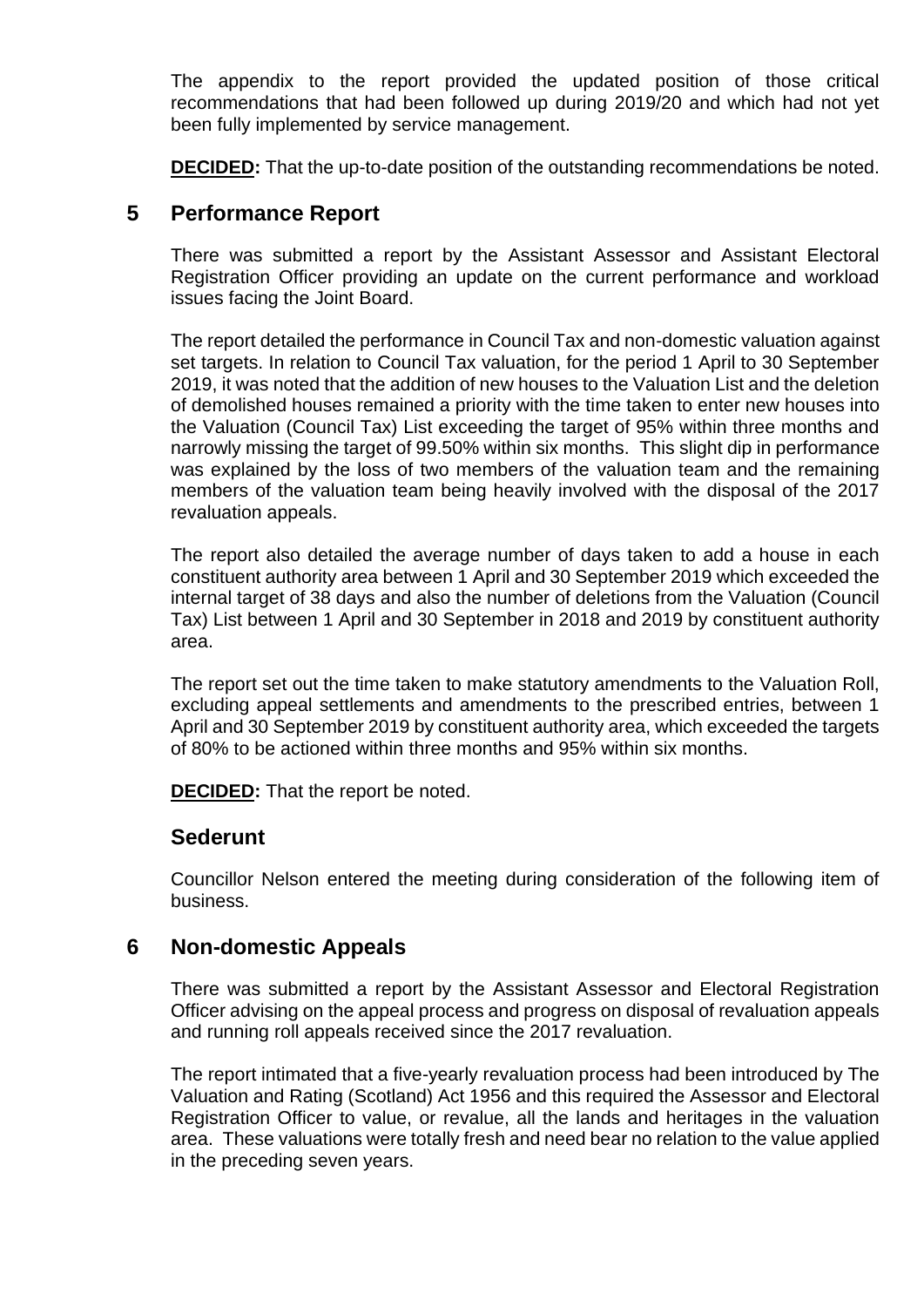The appendix to the report provided the updated position of those critical recommendations that had been followed up during 2019/20 and which had not yet been fully implemented by service management.

**DECIDED:** That the up-to-date position of the outstanding recommendations be noted.

## 5 Performance Report

There was submitted a report by the Assistant Assessor and Assistant Electoral Registration Officer providing an update on the current performance and workload issues facing the Joint Board.

The report detailed the performance in Council Tax and non-domestic valuation against set targets. In relation to Council Tax valuation, for the period 1 April to 30 September 2019, it was noted that the addition of new houses to the Valuation List and the deletion of demolished houses remained a priority with the time taken to enter new houses into the Valuation (Council Tax) List exceeding the target of 95% within three months and narrowly missing the target of 99.50% within six months. This slight dip in performance was explained by the loss of two members of the valuation team and the remaining members of the valuation team being heavily involved with the disposal of the 2017 revaluation appeals.

The report also detailed the average number of days taken to add a house in each constituent authority area between 1 April and 30 September 2019 which exceeded the internal target of 38 days and also the number of deletions from the Valuation (Council Tax) List between 1 April and 30 September in 2018 and 2019 by constituent authority area.

The report set out the time taken to make statutory amendments to the Valuation Roll, excluding appeal settlements and amendments to the prescribed entries, between 1 April and 30 September 2019 by constituent authority area, which exceeded the targets of 80% to be actioned within three months and 95% within six months.

**DECIDED:** That the report be noted.

## Sederunt

Councillor Nelson entered the meeting during consideration of the following item of business.

## 6 Non-domestic Appeals

There was submitted a report by the Assistant Assessor and Electoral Registration Officer advising on the appeal process and progress on disposal of revaluation appeals and running roll appeals received since the 2017 revaluation.

The report intimated that a five-yearly revaluation process had been introduced by The Valuation and Rating (Scotland) Act 1956 and this required the Assessor and Electoral Registration Officer to value, or revalue, all the lands and heritages in the valuation area. These valuations were totally fresh and need bear no relation to the value applied in the preceding seven years.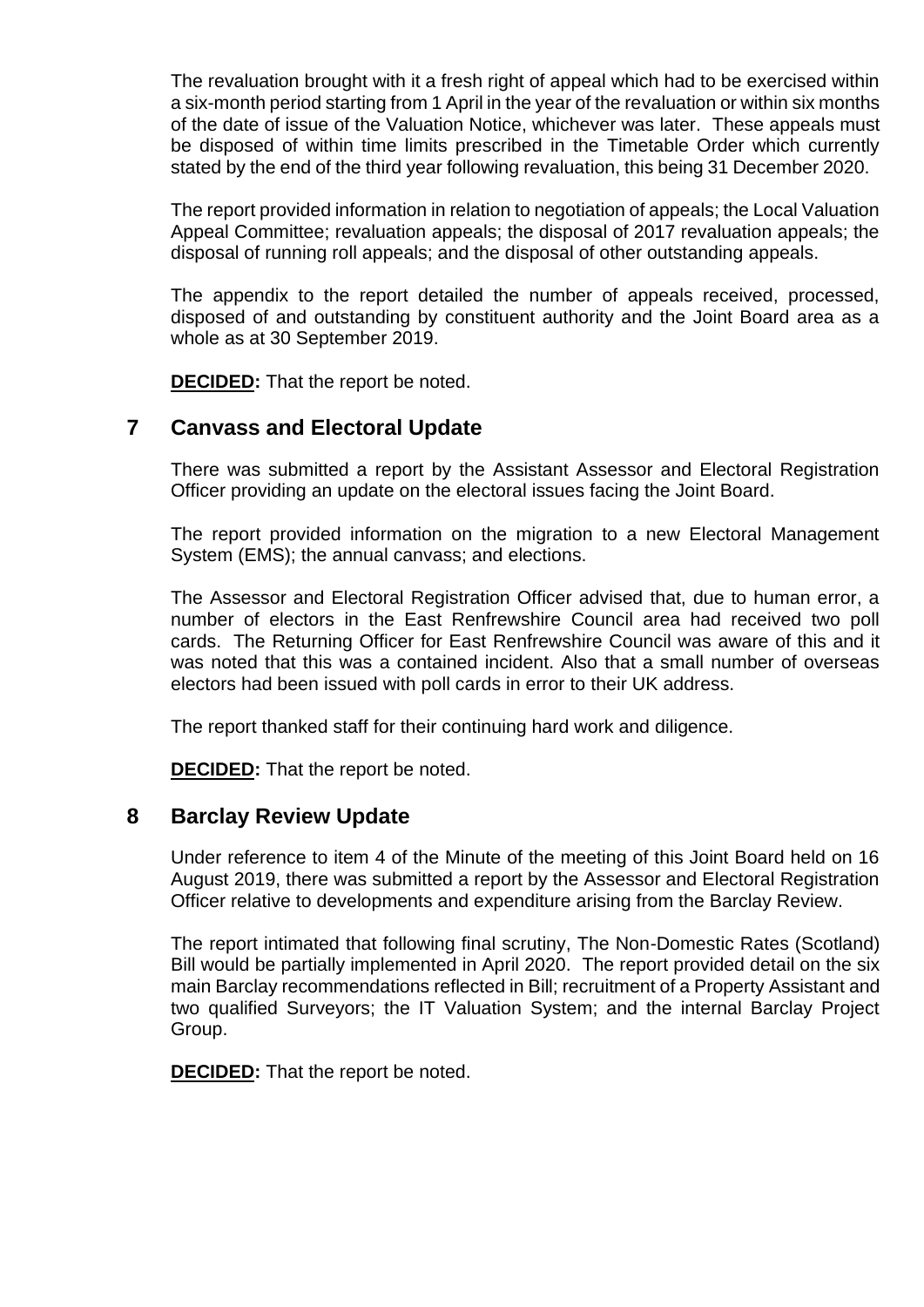The revaluation brought with it a fresh right of appeal which had to be exercised within a six-month period starting from 1 April in the year of the revaluation or within six months of the date of issue of the Valuation Notice, whichever was later. These appeals must be disposed of within time limits prescribed in the Timetable Order which currently stated by the end of the third year following revaluation, this being 31 December 2020.

The report provided information in relation to negotiation of appeals; the Local Valuation Appeal Committee; revaluation appeals; the disposal of 2017 revaluation appeals; the disposal of running roll appeals; and the disposal of other outstanding appeals.

The appendix to the report detailed the number of appeals received, processed, disposed of and outstanding by constituent authority and the Joint Board area as a whole as at 30 September 2019.

**DECIDED:** That the report be noted.

## 7 Canvass and Electoral Update

There was submitted a report by the Assistant Assessor and Electoral Registration Officer providing an update on the electoral issues facing the Joint Board.

The report provided information on the migration to a new Electoral Management System (EMS); the annual canvass; and elections.

The Assessor and Electoral Registration Officer advised that, due to human error, a number of electors in the East Renfrewshire Council area had received two poll cards. The Returning Officer for East Renfrewshire Council was aware of this and it was noted that this was a contained incident. Also that a small number of overseas electors had been issued with poll cards in error to their UK address.

The report thanked staff for their continuing hard work and diligence.

**DECIDED:** That the report be noted.

## 8 Barclay Review Update

Under reference to item 4 of the Minute of the meeting of this Joint Board held on 16 August 2019, there was submitted a report by the Assessor and Electoral Registration Officer relative to developments and expenditure arising from the Barclay Review.

The report intimated that following final scrutiny, The Non-Domestic Rates (Scotland) Bill would be partially implemented in April 2020. The report provided detail on the six main Barclay recommendations reflected in Bill; recruitment of a Property Assistant and two qualified Surveyors; the IT Valuation System; and the internal Barclay Project Group.

**DECIDED:** That the report be noted.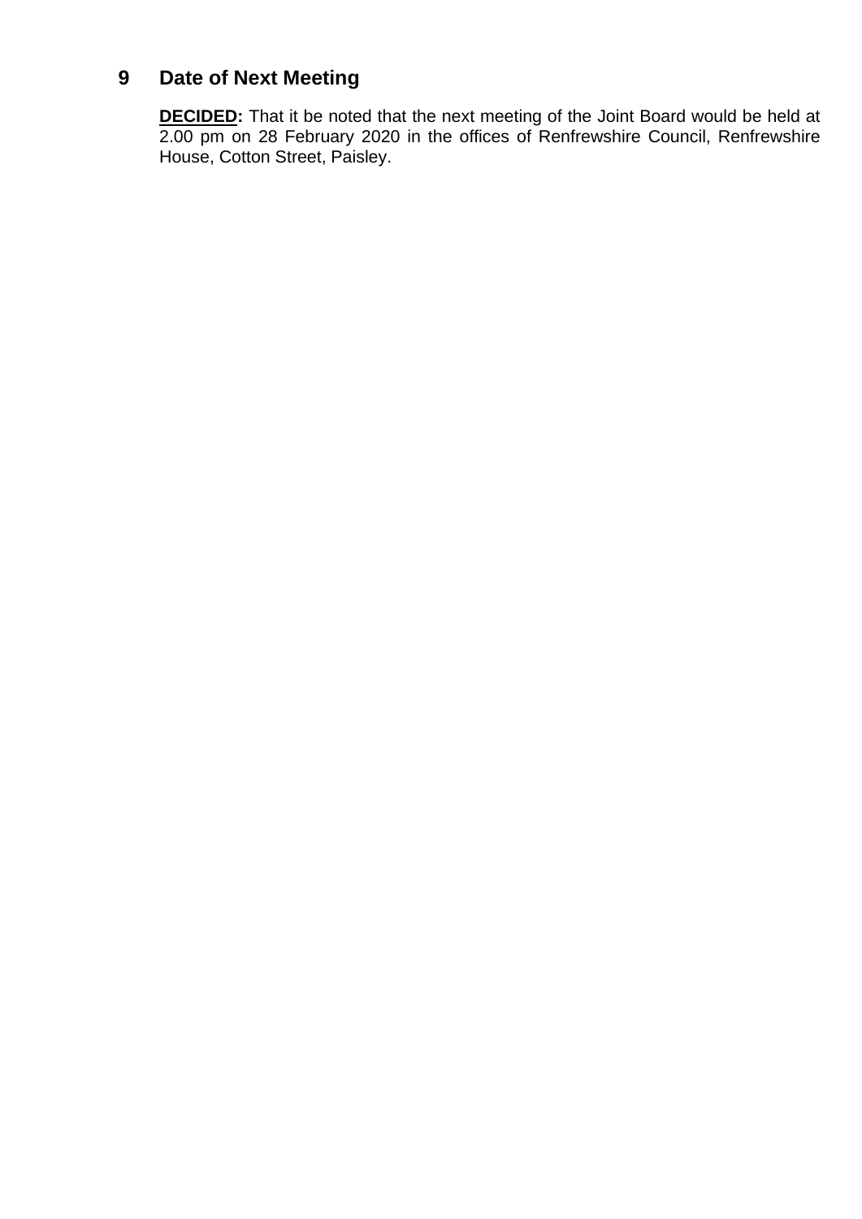## 9 Date of Next Meeting

**DECIDED:** That it be noted that the next meeting of the Joint Board would be held at 2.00 pm on 28 February 2020 in the offices of Renfrewshire Council, Renfrewshire House, Cotton Street, Paisley.